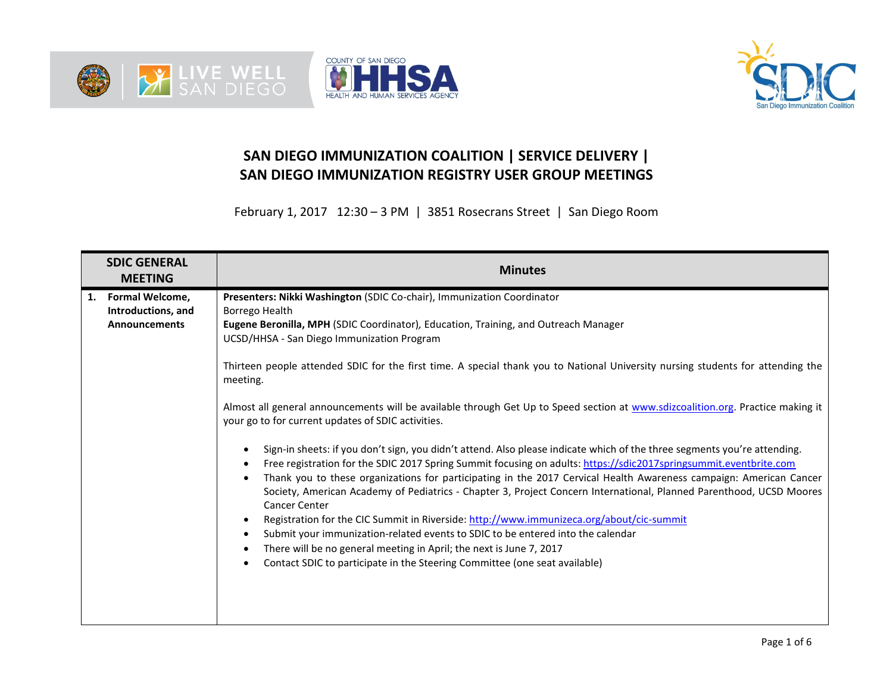# SAN DIEGO IMMUNIZATION COALITION | SERVICE DELIVERY | SAN DIEGO IMMUNIZATION REGISTRY USER GROUP MEETINGS

February 1, 2017 12:30 – 3 PM | 3851 Rosecrans Street | San Diego Room

| SDIC GENERAL MEETING | Minutes |
|---|---|
| **1. Formal Welcome, Introductions, and Announcements** | **Presenters: Nikki Washington** (SDIC Co-chair), Immunization Coordinator<br>Borrego Health<br>**Eugene Beronilla, MPH** (SDIC Coordinator), Education, Training, and Outreach Manager<br>UCSD/HHSA - San Diego Immunization Program<br><br>Thirteen people attended SDIC for the first time. A special thank you to National University nursing students for attending the meeting.<br><br>Almost all general announcements will be available through Get Up to Speed section at www.sdizcoalition.org. Practice making it your go to for current updates of SDIC activities.<br><br>• Sign-in sheets: if you don't sign, you didn't attend. Also please indicate which of the three segments you're attending.<br>• Free registration for the SDIC 2017 Spring Summit focusing on adults: https://sdic2017springsummit.eventbrite.com<br>• Thank you to these organizations for participating in the 2017 Cervical Health Awareness campaign: American Cancer Society, American Academy of Pediatrics - Chapter 3, Project Concern International, Planned Parenthood, UCSD Moores Cancer Center<br>• Registration for the CIC Summit in Riverside: http://www.immunizeca.org/about/cic-summit<br>• Submit your immunization-related events to SDIC to be entered into the calendar<br>• There will be no general meeting in April; the next is June 7, 2017<br>• Contact SDIC to participate in the Steering Committee (one seat available) |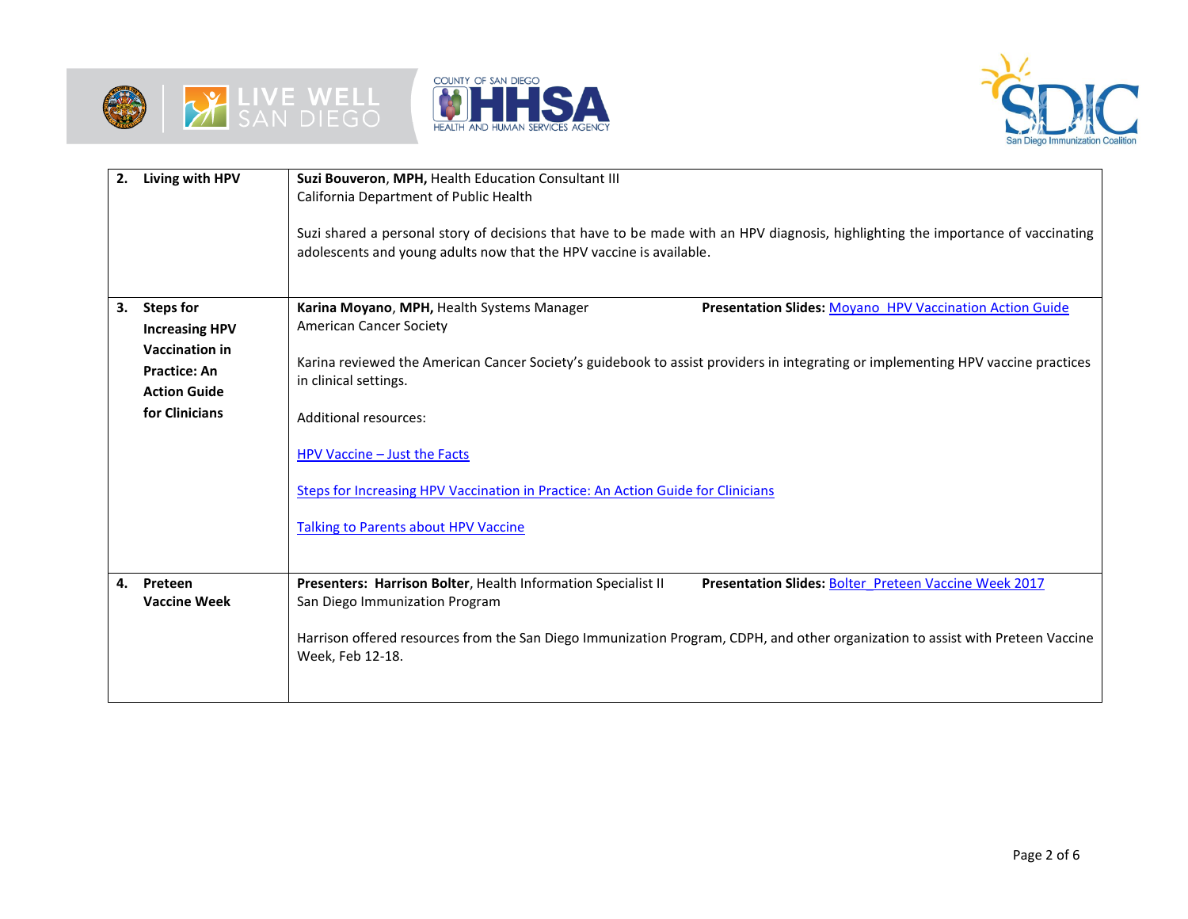| | |
|---|---|
| **2. Living with HPV** | **Suzi Bouveron, MPH,** Health Education Consultant III<br>California Department of Public Health<br><br>Suzi shared a personal story of decisions that have to be made with an HPV diagnosis, highlighting the importance of vaccinating adolescents and young adults now that the HPV vaccine is available. |
| **3. Steps for Increasing HPV Vaccination in Practice: An Action Guide for Clinicians** | **Karina Moyano, MPH,** Health Systems Manager **Presentation Slides:** Moyano_HPV Vaccination Action Guide<br>American Cancer Society<br><br>Karina reviewed the American Cancer Society's guidebook to assist providers in integrating or implementing HPV vaccine practices in clinical settings.<br><br>Additional resources:<br><br>HPV Vaccine – Just the Facts<br><br>Steps for Increasing HPV Vaccination in Practice: An Action Guide for Clinicians<br><br>Talking to Parents about HPV Vaccine |
| **4. Preteen Vaccine Week** | **Presenters: Harrison Bolter**, Health Information Specialist II **Presentation Slides:** Bolter_Preteen Vaccine Week 2017<br>San Diego Immunization Program<br><br>Harrison offered resources from the San Diego Immunization Program, CDPH, and other organization to assist with Preteen Vaccine Week, Feb 12-18. |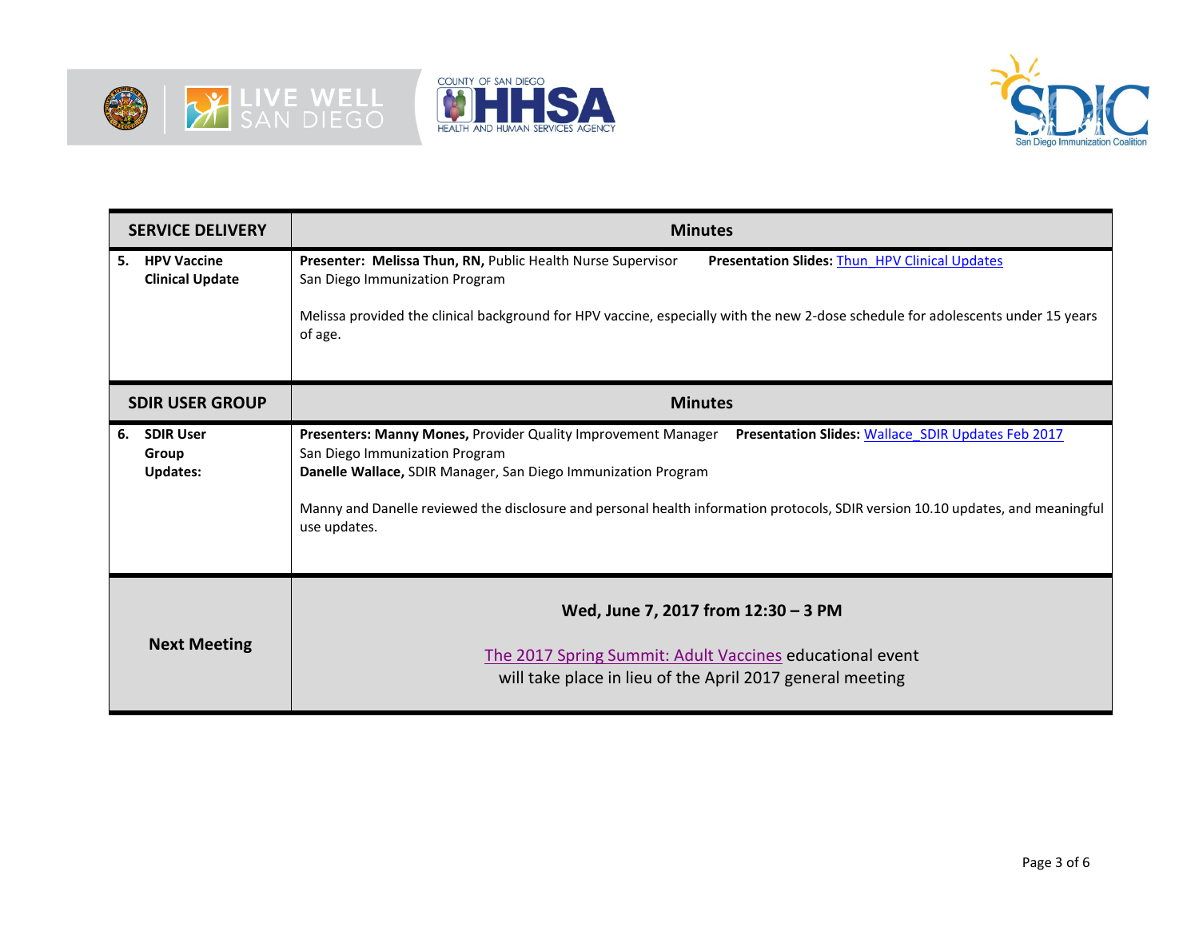| SERVICE DELIVERY | Minutes |
|---|---|
| **5. HPV Vaccine Clinical Update** | **Presenter: Melissa Thun, RN,** Public Health Nurse Supervisor, San Diego Immunization Program **Presentation Slides:** Thun_HPV Clinical Updates<br><br>Melissa provided the clinical background for HPV vaccine, especially with the new 2-dose schedule for adolescents under 15 years of age. |
| **SDIR USER GROUP** | **Minutes** |
| **6. SDIR User Group Updates:** | **Presenters: Manny Mones,** Provider Quality Improvement Manager, San Diego Immunization Program **Presentation Slides:** Wallace_SDIR Updates Feb 2017<br>**Danelle Wallace,** SDIR Manager, San Diego Immunization Program<br><br>Manny and Danelle reviewed the disclosure and personal health information protocols, SDIR version 10.10 updates, and meaningful use updates. |
| **Next Meeting** | **Wed, June 7, 2017 from 12:30 – 3 PM**<br><br>The 2017 Spring Summit: Adult Vaccines educational event will take place in lieu of the April 2017 general meeting |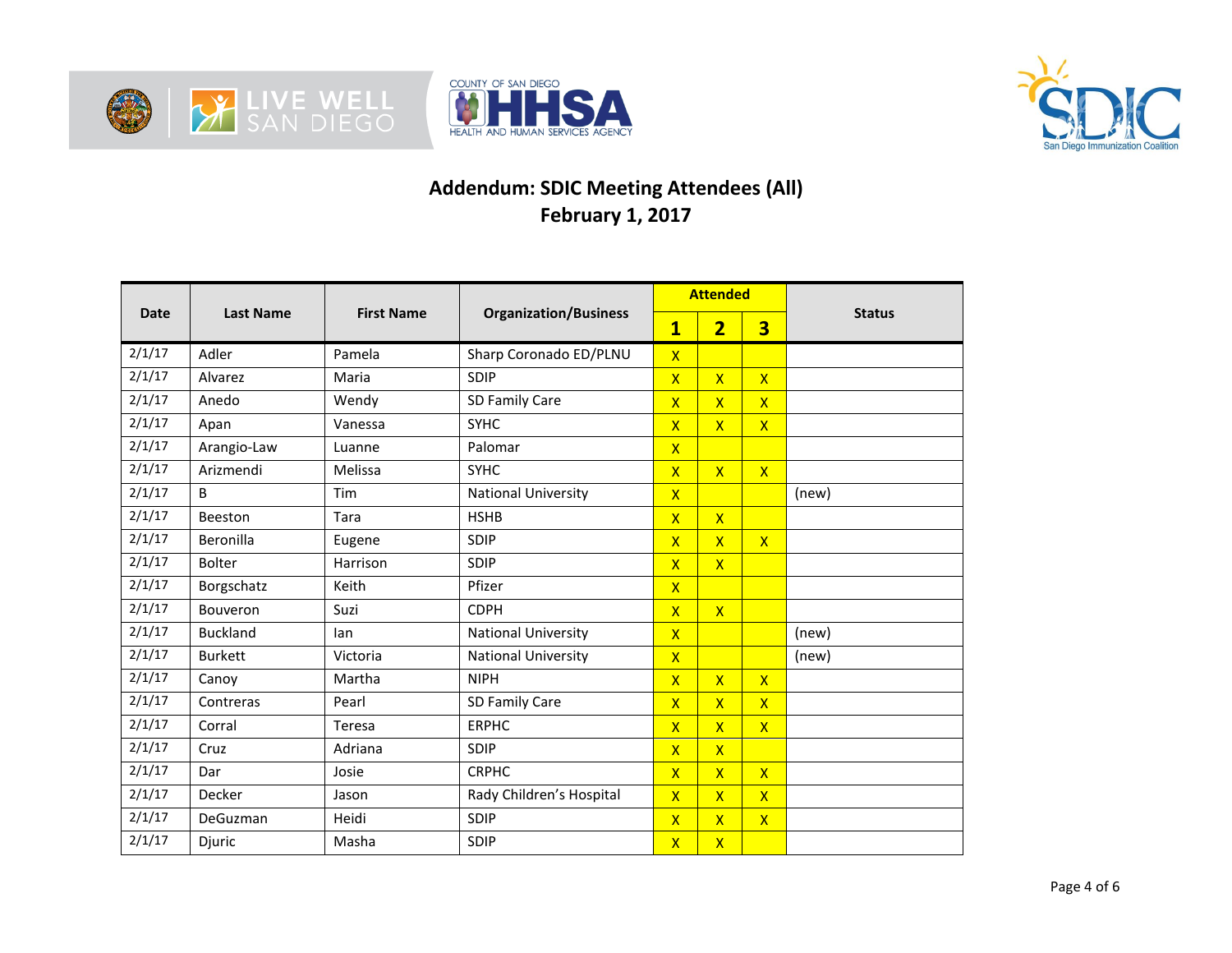# Addendum: SDIC Meeting Attendees (All)
## February 1, 2017

| Date | Last Name | First Name | Organization/Business | Attended | | | Status |
|---|---|---|---|---|---|---|---|
| | | | | 1 | 2 | 3 | |
| 2/1/17 | Adler | Pamela | Sharp Coronado ED/PLNU | X | | | |
| 2/1/17 | Alvarez | Maria | SDIP | X | X | X | |
| 2/1/17 | Anedo | Wendy | SD Family Care | X | X | X | |
| 2/1/17 | Apan | Vanessa | SYHC | X | X | X | |
| 2/1/17 | Arangio-Law | Luanne | Palomar | X | | | |
| 2/1/17 | Arizmendi | Melissa | SYHC | X | X | X | |
| 2/1/17 | B | Tim | National University | X | | | (new) |
| 2/1/17 | Beeston | Tara | HSHB | X | X | | |
| 2/1/17 | Beronilla | Eugene | SDIP | X | X | X | |
| 2/1/17 | Bolter | Harrison | SDIP | X | X | | |
| 2/1/17 | Borgschatz | Keith | Pfizer | X | | | |
| 2/1/17 | Bouveron | Suzi | CDPH | X | X | | |
| 2/1/17 | Buckland | Ian | National University | X | | | (new) |
| 2/1/17 | Burkett | Victoria | National University | X | | | (new) |
| 2/1/17 | Canoy | Martha | NIPH | X | X | X | |
| 2/1/17 | Contreras | Pearl | SD Family Care | X | X | X | |
| 2/1/17 | Corral | Teresa | ERPHC | X | X | X | |
| 2/1/17 | Cruz | Adriana | SDIP | X | X | | |
| 2/1/17 | Dar | Josie | CRPHC | X | X | X | |
| 2/1/17 | Decker | Jason | Rady Children's Hospital | X | X | X | |
| 2/1/17 | DeGuzman | Heidi | SDIP | X | X | X | |
| 2/1/17 | Djuric | Masha | SDIP | X | X | | |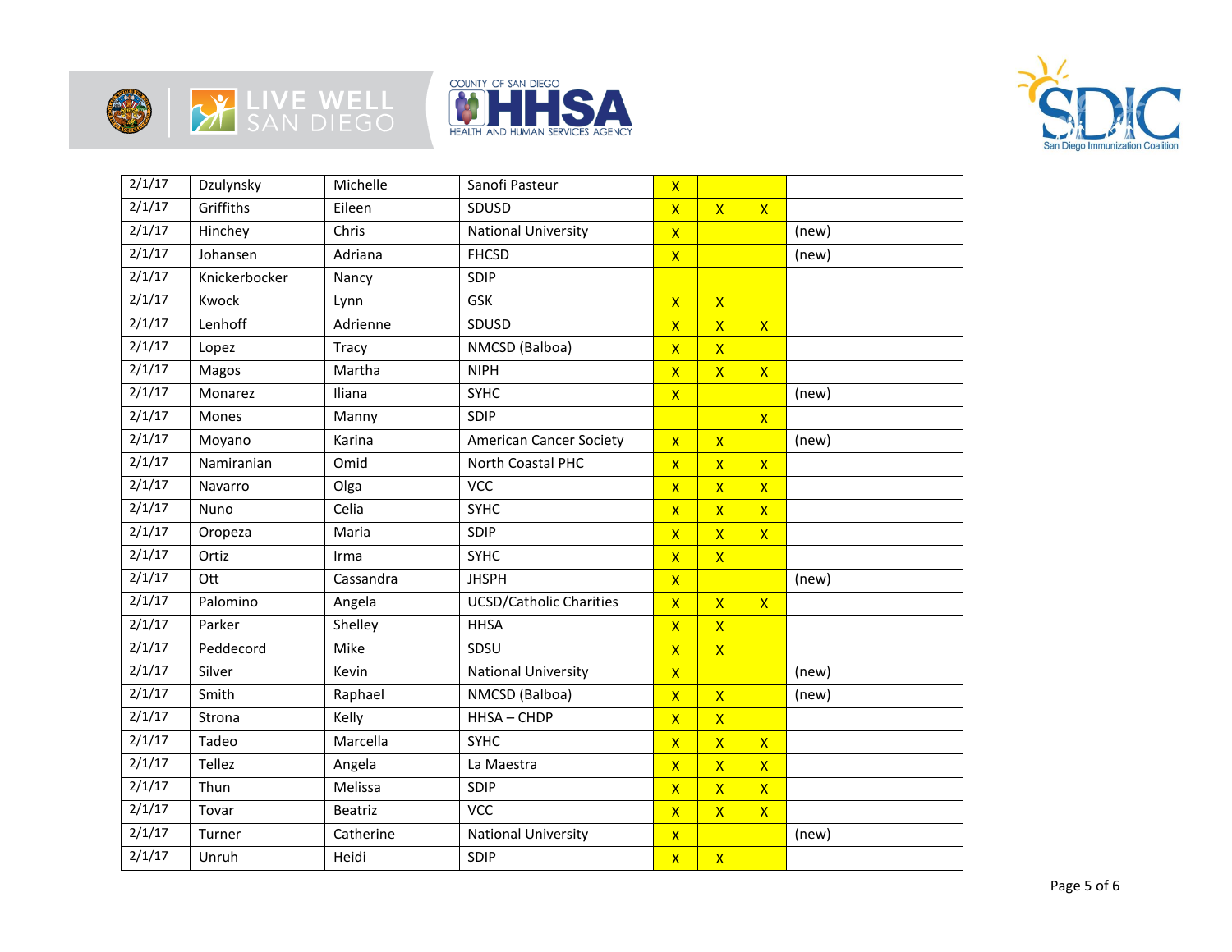| 2/1/17 | Dzulynsky | Michelle | Sanofi Pasteur | X | | | |
|---|---|---|---|---|---|---|---|
| 2/1/17 | Griffiths | Eileen | SDUSD | X | X | X | |
| 2/1/17 | Hinchey | Chris | National University | X | | | (new) |
| 2/1/17 | Johansen | Adriana | FHCSD | X | | | (new) |
| 2/1/17 | Knickerbocker | Nancy | SDIP | | | | |
| 2/1/17 | Kwock | Lynn | GSK | X | X | | |
| 2/1/17 | Lenhoff | Adrienne | SDUSD | X | X | X | |
| 2/1/17 | Lopez | Tracy | NMCSD (Balboa) | X | X | | |
| 2/1/17 | Magos | Martha | NIPH | X | X | X | |
| 2/1/17 | Monarez | Iliana | SYHC | X | | | (new) |
| 2/1/17 | Mones | Manny | SDIP | | | X | |
| 2/1/17 | Moyano | Karina | American Cancer Society | X | X | | (new) |
| 2/1/17 | Namiranian | Omid | North Coastal PHC | X | X | X | |
| 2/1/17 | Navarro | Olga | VCC | X | X | X | |
| 2/1/17 | Nuno | Celia | SYHC | X | X | X | |
| 2/1/17 | Oropeza | Maria | SDIP | X | X | X | |
| 2/1/17 | Ortiz | Irma | SYHC | X | X | | |
| 2/1/17 | Ott | Cassandra | JHSPH | X | | | (new) |
| 2/1/17 | Palomino | Angela | UCSD/Catholic Charities | X | X | X | |
| 2/1/17 | Parker | Shelley | HHSA | X | X | | |
| 2/1/17 | Peddecord | Mike | SDSU | X | X | | |
| 2/1/17 | Silver | Kevin | National University | X | | | (new) |
| 2/1/17 | Smith | Raphael | NMCSD (Balboa) | X | X | | (new) |
| 2/1/17 | Strona | Kelly | HHSA – CHDP | X | X | | |
| 2/1/17 | Tadeo | Marcella | SYHC | X | X | X | |
| 2/1/17 | Tellez | Angela | La Maestra | X | X | X | |
| 2/1/17 | Thun | Melissa | SDIP | X | X | X | |
| 2/1/17 | Tovar | Beatriz | VCC | X | X | X | |
| 2/1/17 | Turner | Catherine | National University | X | | | (new) |
| 2/1/17 | Unruh | Heidi | SDIP | X | X | | |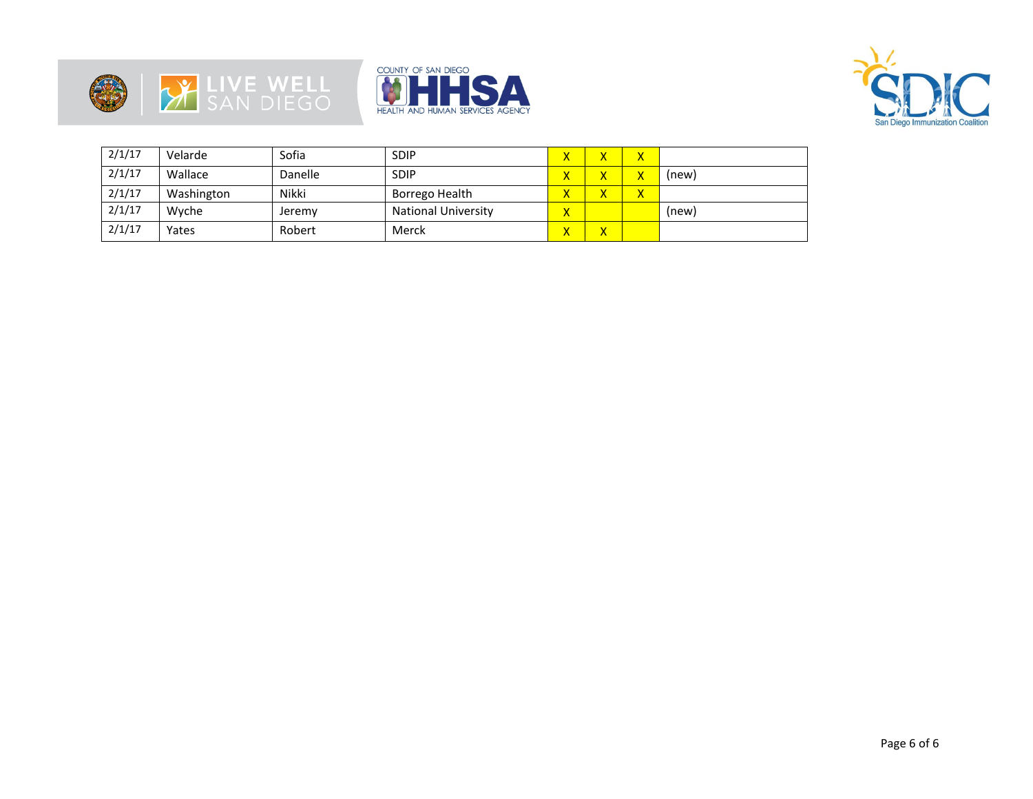| | | | | | | | |
|---|---|---|---|---|---|---|---|
| 2/1/17 | Velarde | Sofia | SDIP | X | X | X | |
| 2/1/17 | Wallace | Danelle | SDIP | X | X | X | (new) |
| 2/1/17 | Washington | Nikki | Borrego Health | X | X | X | |
| 2/1/17 | Wyche | Jeremy | National University | X | | | (new) |
| 2/1/17 | Yates | Robert | Merck | X | X | | |